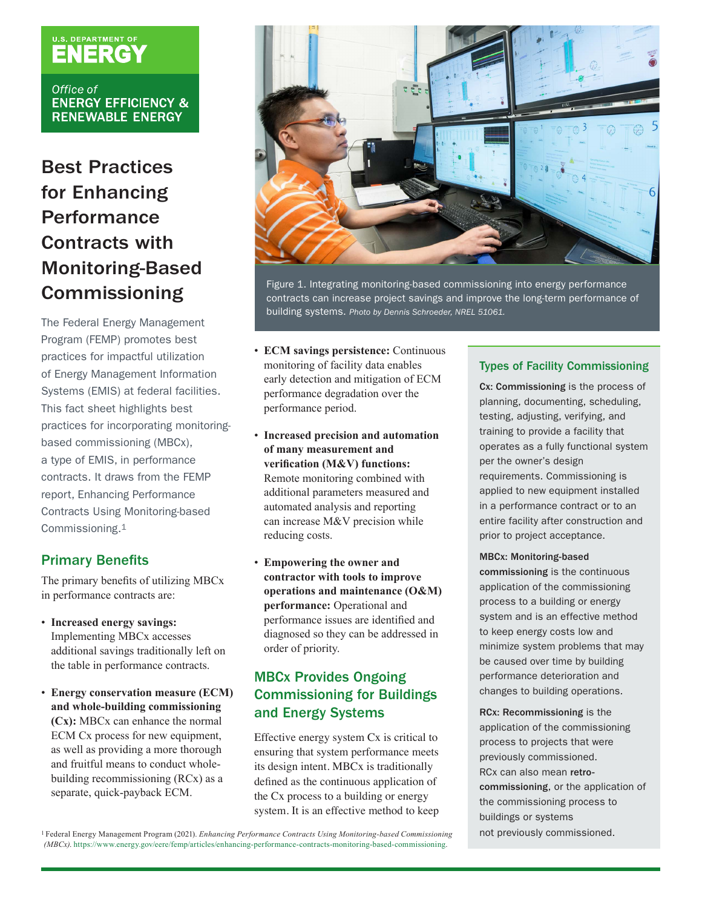U.S. DEPARTMENT OF ENERGY

Office of ENERGY EFFICIENCY & RENEWABLE ENERGY

# Best Practices for Enhancing Performance Contracts with Monitoring-Based Commissioning

The Federal Energy Management Program (FEMP) promotes best practices for impactful utilization of Energy Management Information Systems (EMIS) at federal facilities. This fact sheet highlights best practices for incorporating monitoring-based commissioning (MBCx), a type of EMIS, in performance contracts. It draws from the FEMP report, Enhancing Performance Contracts Using Monitoring-based Commissioning.[1]

Figure 1. Integrating monitoring-based commissioning into energy performance contracts can increase project savings and improve the long-term performance of building systems. *Photo by Dennis Schroeder, NREL 51061.*

## Primary Benefits

The primary benefits of utilizing MBCx in performance contracts are:

- **Increased energy savings:** Implementing MBCx accesses additional savings traditionally left on the table in performance contracts.
- **Energy conservation measure (ECM) and whole-building commissioning (Cx):** MBCx can enhance the normal ECM Cx process for new equipment, as well as providing a more thorough and fruitful means to conduct whole-building recommissioning (RCx) as a separate, quick-payback ECM.
- **ECM savings persistence:** Continuous monitoring of facility data enables early detection and mitigation of ECM performance degradation over the performance period.
- **Increased precision and automation of many measurement and verification (M&V) functions:** Remote monitoring combined with additional parameters measured and automated analysis and reporting can increase M&V precision while reducing costs.
- **Empowering the owner and contractor with tools to improve operations and maintenance (O&M) performance:** Operational and performance issues are identified and diagnosed so they can be addressed in order of priority.

## MBCx Provides Ongoing Commissioning for Buildings and Energy Systems

Effective energy system Cx is critical to ensuring that system performance meets its design intent. MBCx is traditionally defined as the continuous application of the Cx process to a building or energy system. It is an effective method to keep

### Types of Facility Commissioning

**Cx: Commissioning** is the process of planning, documenting, scheduling, testing, adjusting, verifying, and training to provide a facility that operates as a fully functional system per the owner's design requirements. Commissioning is applied to new equipment installed in a performance contract or to an entire facility after construction and prior to project acceptance.

**MBCx: Monitoring-based commissioning** is the continuous application of the commissioning process to a building or energy system and is an effective method to keep energy costs low and minimize system problems that may be caused over time by building performance deterioration and changes to building operations.

**RCx: Recommissioning** is the application of the commissioning process to projects that were previously commissioned. RCx can also mean **retro-commissioning**, or the application of the commissioning process to buildings or systems not previously commissioned.

[1] Federal Energy Management Program (2021). *Enhancing Performance Contracts Using Monitoring-based Commissioning (MBCx).* https://www.energy.gov/eere/femp/articles/enhancing-performance-contracts-monitoring-based-commissioning.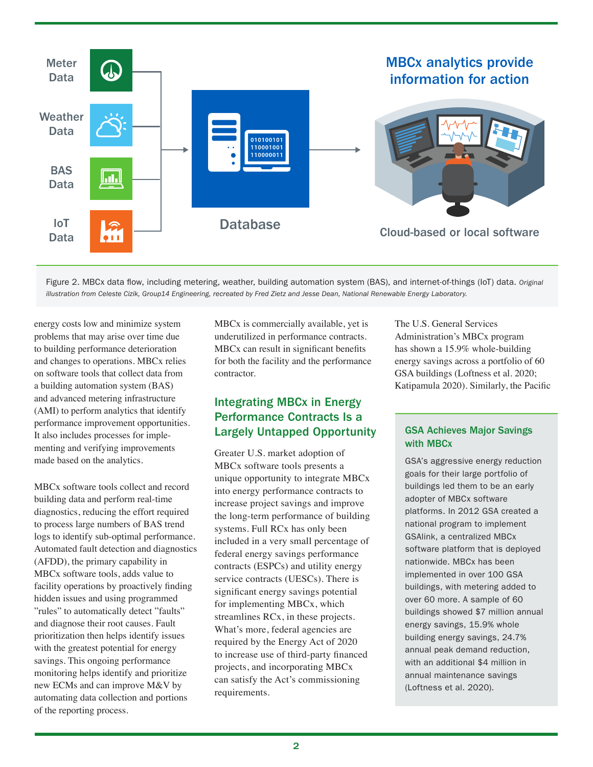Meter Data

Weather Data

BAS Data

IoT Data

Database

MBCx analytics provide information for action

Cloud-based or local software

Figure 2. MBCx data flow, including metering, weather, building automation system (BAS), and internet-of-things (IoT) data. *Original illustration from Celeste Cizik, Group14 Engineering, recreated by Fred Zietz and Jesse Dean, National Renewable Energy Laboratory.*

energy costs low and minimize system problems that may arise over time due to building performance deterioration and changes to operations. MBCx relies on software tools that collect data from a building automation system (BAS) and advanced metering infrastructure (AMI) to perform analytics that identify performance improvement opportunities. It also includes processes for implementing and verifying improvements made based on the analytics.

MBCx software tools collect and record building data and perform real-time diagnostics, reducing the effort required to process large numbers of BAS trend logs to identify sub-optimal performance. Automated fault detection and diagnostics (AFDD), the primary capability in MBCx software tools, adds value to facility operations by proactively finding hidden issues and using programmed "rules" to automatically detect "faults" and diagnose their root causes. Fault prioritization then helps identify issues with the greatest potential for energy savings. This ongoing performance monitoring helps identify and prioritize new ECMs and can improve M&V by automating data collection and portions of the reporting process.

MBCx is commercially available, yet is underutilized in performance contracts. MBCx can result in significant benefits for both the facility and the performance contractor.

## Integrating MBCx in Energy Performance Contracts Is a Largely Untapped Opportunity

Greater U.S. market adoption of MBCx software tools presents a unique opportunity to integrate MBCx into energy performance contracts to increase project savings and improve the long-term performance of building systems. Full RCx has only been included in a very small percentage of federal energy savings performance contracts (ESPCs) and utility energy service contracts (UESCs). There is significant energy savings potential for implementing MBCx, which streamlines RCx, in these projects. What's more, federal agencies are required by the Energy Act of 2020 to increase use of third-party financed projects, and incorporating MBCx can satisfy the Act's commissioning requirements.

The U.S. General Services Administration's MBCx program has shown a 15.9% whole-building energy savings across a portfolio of 60 GSA buildings (Loftness et al. 2020; Katipamula 2020). Similarly, the Pacific

### GSA Achieves Major Savings with MBCx

GSA's aggressive energy reduction goals for their large portfolio of buildings led them to be an early adopter of MBCx software platforms. In 2012 GSA created a national program to implement GSAlink, a centralized MBCx software platform that is deployed nationwide. MBCx has been implemented in over 100 GSA buildings, with metering added to over 60 more. A sample of 60 buildings showed $7 million annual energy savings, 15.9% whole building energy savings, 24.7% annual peak demand reduction, with an additional $4 million in annual maintenance savings (Loftness et al. 2020).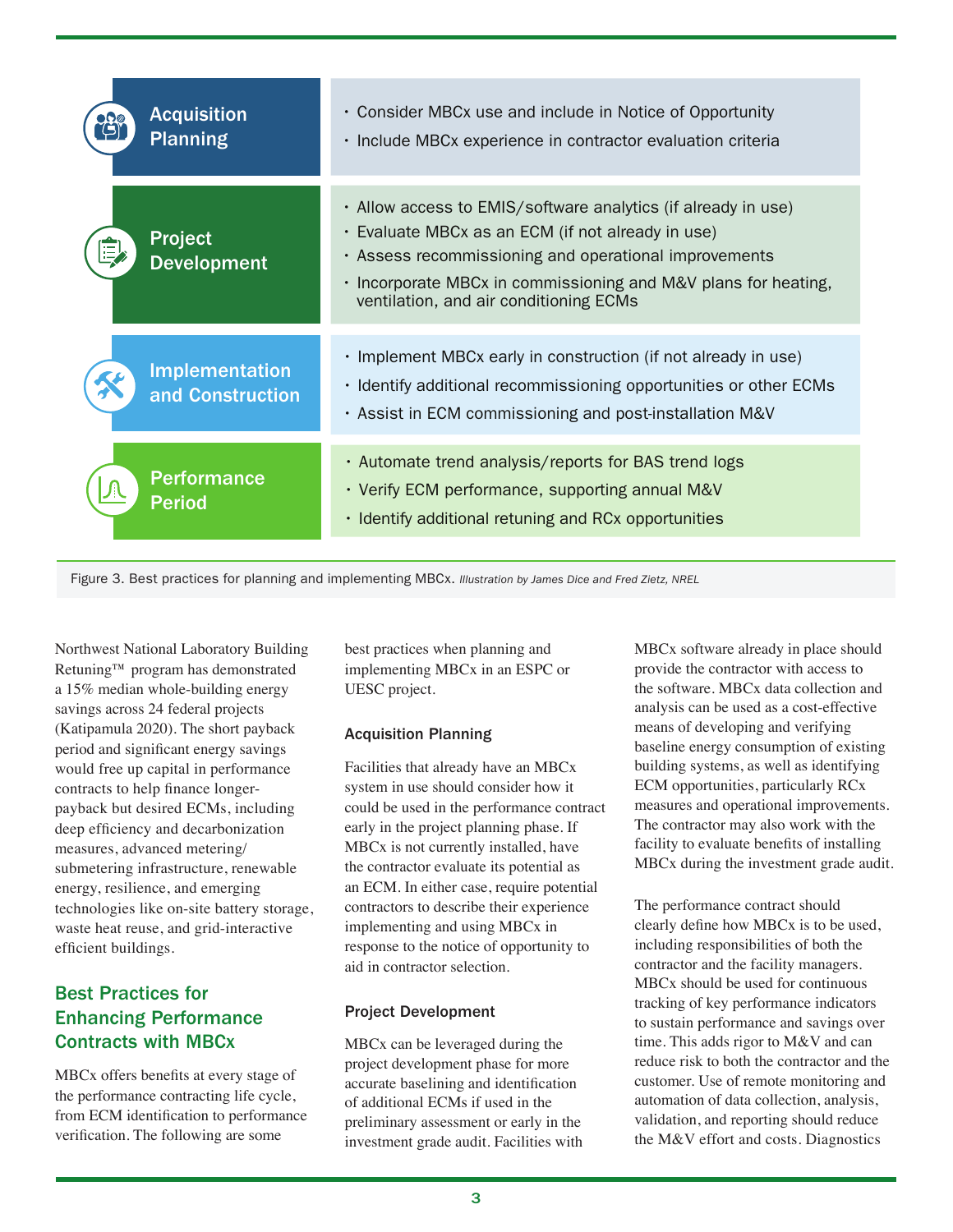| Phase | Best Practices |
|---|---|
| **Acquisition Planning** | • Consider MBCx use and include in Notice of Opportunity<br>• Include MBCx experience in contractor evaluation criteria |
| **Project Development** | • Allow access to EMIS/software analytics (if already in use)<br>• Evaluate MBCx as an ECM (if not already in use)<br>• Assess recommissioning and operational improvements<br>• Incorporate MBCx in commissioning and M&V plans for heating, ventilation, and air conditioning ECMs |
| **Implementation and Construction** | • Implement MBCx early in construction (if not already in use)<br>• Identify additional recommissioning opportunities or other ECMs<br>• Assist in ECM commissioning and post-installation M&V |
| **Performance Period** | • Automate trend analysis/reports for BAS trend logs<br>• Verify ECM performance, supporting annual M&V<br>• Identify additional retuning and RCx opportunities |

Figure 3. Best practices for planning and implementing MBCx. *Illustration by James Dice and Fred Zietz, NREL*

Northwest National Laboratory Building Retuning™ program has demonstrated a 15% median whole-building energy savings across 24 federal projects (Katipamula 2020). The short payback period and significant energy savings would free up capital in performance contracts to help finance longer-payback but desired ECMs, including deep efficiency and decarbonization measures, advanced metering/submetering infrastructure, renewable energy, resilience, and emerging technologies like on-site battery storage, waste heat reuse, and grid-interactive efficient buildings.

## Best Practices for Enhancing Performance Contracts with MBCx

MBCx offers benefits at every stage of the performance contracting life cycle, from ECM identification to performance verification. The following are some best practices when planning and implementing MBCx in an ESPC or UESC project.

### Acquisition Planning

Facilities that already have an MBCx system in use should consider how it could be used in the performance contract early in the project planning phase. If MBCx is not currently installed, have the contractor evaluate its potential as an ECM. In either case, require potential contractors to describe their experience implementing and using MBCx in response to the notice of opportunity to aid in contractor selection.

### Project Development

MBCx can be leveraged during the project development phase for more accurate baselining and identification of additional ECMs if used in the preliminary assessment or early in the investment grade audit. Facilities with MBCx software already in place should provide the contractor with access to the software. MBCx data collection and analysis can be used as a cost-effective means of developing and verifying baseline energy consumption of existing building systems, as well as identifying ECM opportunities, particularly RCx measures and operational improvements. The contractor may also work with the facility to evaluate benefits of installing MBCx during the investment grade audit.

The performance contract should clearly define how MBCx is to be used, including responsibilities of both the contractor and the facility managers. MBCx should be used for continuous tracking of key performance indicators to sustain performance and savings over time. This adds rigor to M&V and can reduce risk to both the contractor and the customer. Use of remote monitoring and automation of data collection, analysis, validation, and reporting should reduce the M&V effort and costs. Diagnostics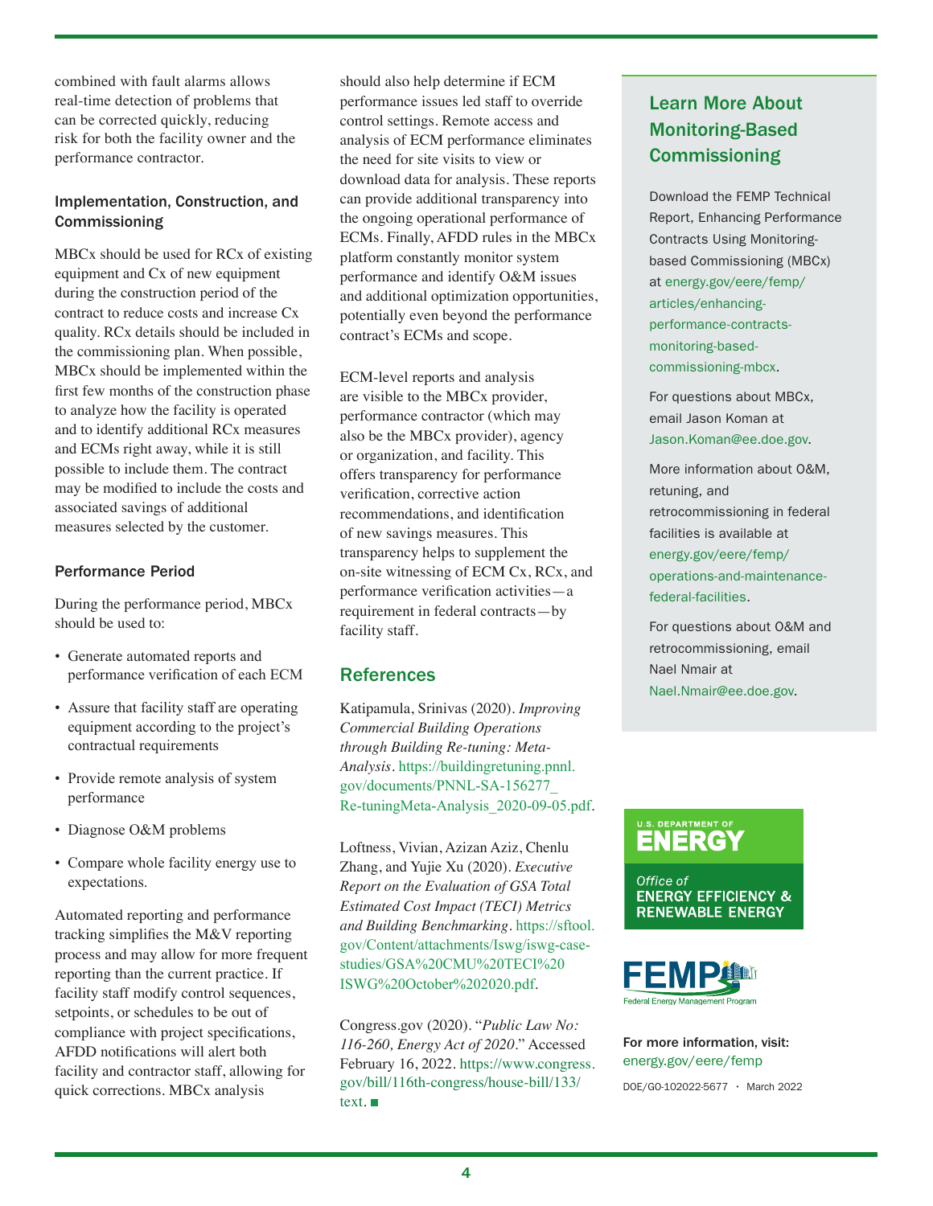combined with fault alarms allows real-time detection of problems that can be corrected quickly, reducing risk for both the facility owner and the performance contractor.

### Implementation, Construction, and Commissioning

MBCx should be used for RCx of existing equipment and Cx of new equipment during the construction period of the contract to reduce costs and increase Cx quality. RCx details should be included in the commissioning plan. When possible, MBCx should be implemented within the first few months of the construction phase to analyze how the facility is operated and to identify additional RCx measures and ECMs right away, while it is still possible to include them. The contract may be modified to include the costs and associated savings of additional measures selected by the customer.

### Performance Period

During the performance period, MBCx should be used to:

- Generate automated reports and performance verification of each ECM
- Assure that facility staff are operating equipment according to the project's contractual requirements
- Provide remote analysis of system performance
- Diagnose O&M problems
- Compare whole facility energy use to expectations.

Automated reporting and performance tracking simplifies the M&V reporting process and may allow for more frequent reporting than the current practice. If facility staff modify control sequences, setpoints, or schedules to be out of compliance with project specifications, AFDD notifications will alert both facility and contractor staff, allowing for quick corrections. MBCx analysis should also help determine if ECM performance issues led staff to override control settings. Remote access and analysis of ECM performance eliminates the need for site visits to view or download data for analysis. These reports can provide additional transparency into the ongoing operational performance of ECMs. Finally, AFDD rules in the MBCx platform constantly monitor system performance and identify O&M issues and additional optimization opportunities, potentially even beyond the performance contract's ECMs and scope.

ECM-level reports and analysis are visible to the MBCx provider, performance contractor (which may also be the MBCx provider), agency or organization, and facility. This offers transparency for performance verification, corrective action recommendations, and identification of new savings measures. This transparency helps to supplement the on-site witnessing of ECM Cx, RCx, and performance verification activities—a requirement in federal contracts—by facility staff.

## References

Katipamula, Srinivas (2020). *Improving Commercial Building Operations through Building Re-tuning: Meta-Analysis*. https://buildingretuning.pnnl.gov/documents/PNNL-SA-156277_Re-tuningMeta-Analysis_2020-09-05.pdf.

Loftness, Vivian, Azizan Aziz, Chenlu Zhang, and Yujie Xu (2020). *Executive Report on the Evaluation of GSA Total Estimated Cost Impact (TECI) Metrics and Building Benchmarking*. https://sftool.gov/Content/attachments/Iswg/iswg-case-studies/GSA%20CMU%20TECI%20ISWG%20October%202020.pdf.

Congress.gov (2020). "*Public Law No: 116-260, Energy Act of 2020*." Accessed February 16, 2022. https://www.congress.gov/bill/116th-congress/house-bill/133/text. ■

## Learn More About Monitoring-Based Commissioning

Download the FEMP Technical Report, Enhancing Performance Contracts Using Monitoring-based Commissioning (MBCx) at energy.gov/eere/femp/articles/enhancing-performance-contracts-monitoring-based-commissioning-mbcx.

For questions about MBCx, email Jason Koman at Jason.Koman@ee.doe.gov.

More information about O&M, retuning, and retrocommissioning in federal facilities is available at energy.gov/eere/femp/operations-and-maintenance-federal-facilities.

For questions about O&M and retrocommissioning, email Nael Nmair at Nael.Nmair@ee.doe.gov.

U.S. DEPARTMENT OF ENERGY

Office of ENERGY EFFICIENCY & RENEWABLE ENERGY

FEMP Federal Energy Management Program

**For more information, visit:**
energy.gov/eere/femp

DOE/GO-102022-5677 · March 2022